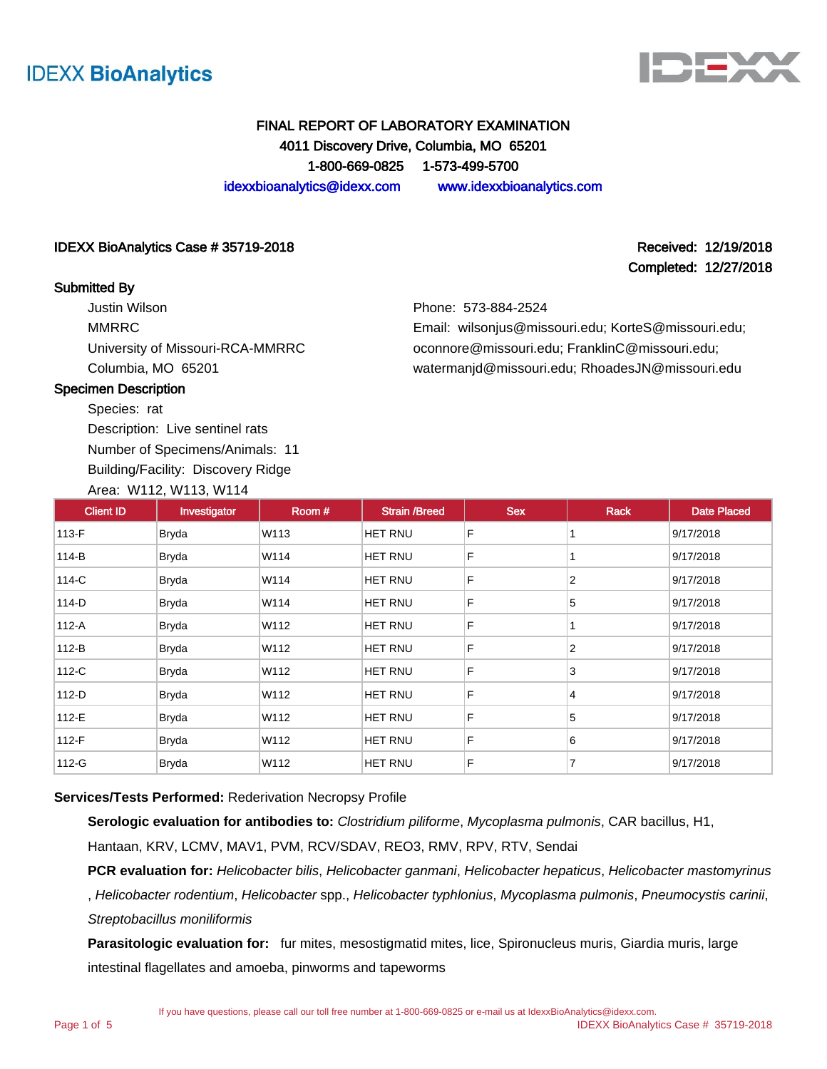IDEXX BioAnalytics

# FINAL REPORT OF LABORATORY EXAMINATION

**4011 Discovery Drive, Columbia, MO 65201**

**1-800-669-0825 1-573-499-5700**

idexxbioanalytics@idexx.com www.idexxbioanalytics.com

**IDEXX BioAnalytics Case # 35719-2018**

**Received: 12/19/2018**

**Completed: 12/27/2018**

**Submitted By**

Justin Wilson
MMRRC
University of Missouri-RCA-MMRRC
Columbia, MO 65201

Phone: 573-884-2524
Email: wilsonjus@missouri.edu; KorteS@missouri.edu; oconnore@missouri.edu; FranklinC@missouri.edu; watermanjd@missouri.edu; RhoadesJN@missouri.edu

**Specimen Description**

Species: rat
Description: Live sentinel rats
Number of Specimens/Animals: 11
Building/Facility: Discovery Ridge
Area: W112, W113, W114

| Client ID | Investigator | Room # | Strain /Breed | Sex | Rack | Date Placed |
|---|---|---|---|---|---|---|
| 113-F | Bryda | W113 | HET RNU | F | 1 | 9/17/2018 |
| 114-B | Bryda | W114 | HET RNU | F | 1 | 9/17/2018 |
| 114-C | Bryda | W114 | HET RNU | F | 2 | 9/17/2018 |
| 114-D | Bryda | W114 | HET RNU | F | 5 | 9/17/2018 |
| 112-A | Bryda | W112 | HET RNU | F | 1 | 9/17/2018 |
| 112-B | Bryda | W112 | HET RNU | F | 2 | 9/17/2018 |
| 112-C | Bryda | W112 | HET RNU | F | 3 | 9/17/2018 |
| 112-D | Bryda | W112 | HET RNU | F | 4 | 9/17/2018 |
| 112-E | Bryda | W112 | HET RNU | F | 5 | 9/17/2018 |
| 112-F | Bryda | W112 | HET RNU | F | 6 | 9/17/2018 |
| 112-G | Bryda | W112 | HET RNU | F | 7 | 9/17/2018 |

**Services/Tests Performed:** Rederivation Necropsy Profile

**Serologic evaluation for antibodies to:** *Clostridium piliforme*, *Mycoplasma pulmonis*, CAR bacillus, H1, Hantaan, KRV, LCMV, MAV1, PVM, RCV/SDAV, REO3, RMV, RPV, RTV, Sendai

**PCR evaluation for:** *Helicobacter bilis*, *Helicobacter ganmani*, *Helicobacter hepaticus*, *Helicobacter mastomyrinus*, *Helicobacter rodentium*, *Helicobacter* spp., *Helicobacter typhlonius*, *Mycoplasma pulmonis*, *Pneumocystis carinii*, *Streptobacillus moniliformis*

**Parasitologic evaluation for:** fur mites, mesostigmatid mites, lice, Spironucleus muris, Giardia muris, large intestinal flagellates and amoeba, pinworms and tapeworms

If you have questions, please call our toll free number at 1-800-669-0825 or e-mail us at IdexxBioAnalytics@idexx.com.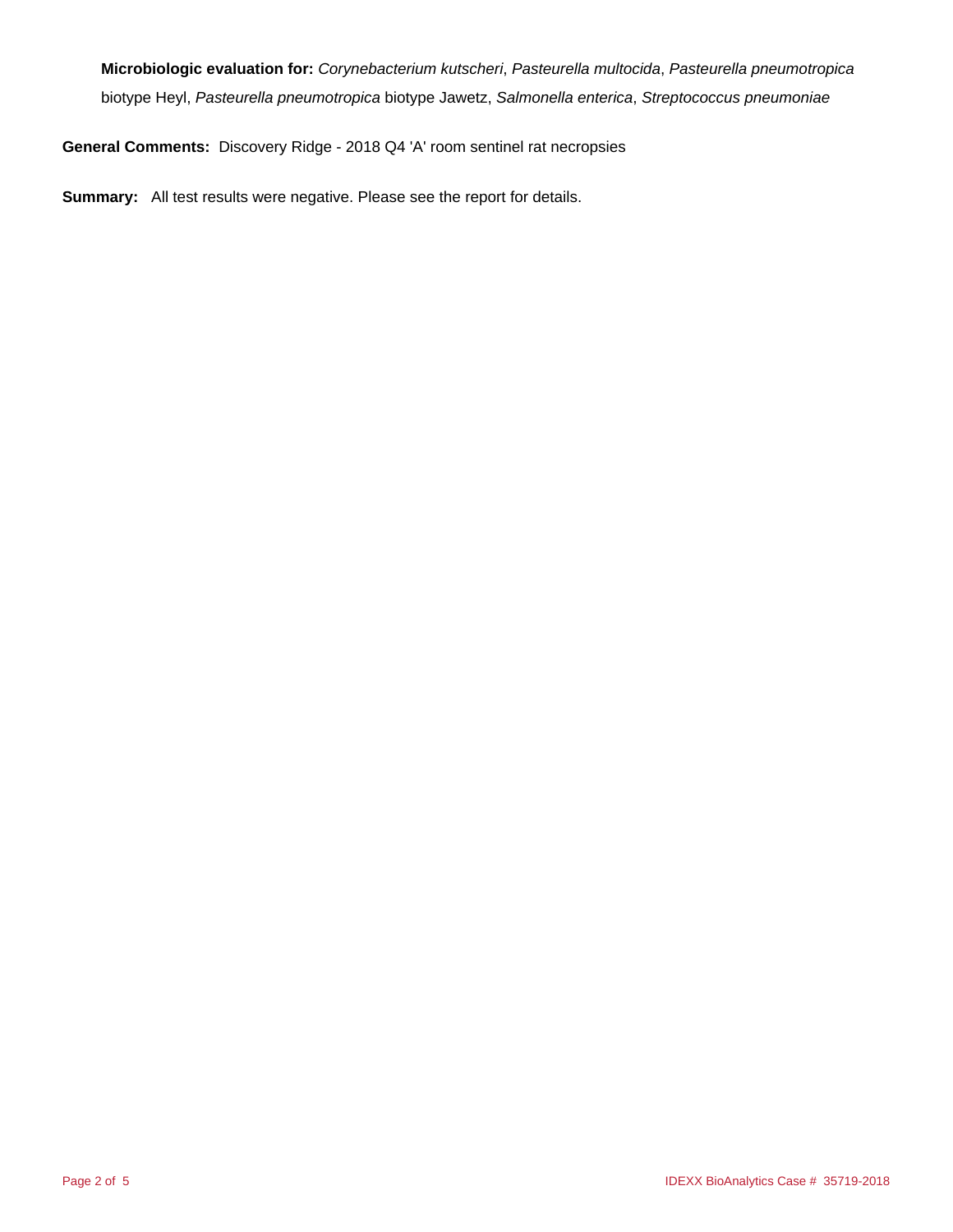**Microbiologic evaluation for:** *Corynebacterium kutscheri*, *Pasteurella multocida*, *Pasteurella pneumotropica* biotype Heyl, *Pasteurella pneumotropica* biotype Jawetz, *Salmonella enterica*, *Streptococcus pneumoniae*

**General Comments:** Discovery Ridge - 2018 Q4 'A' room sentinel rat necropsies

**Summary:** All test results were negative. Please see the report for details.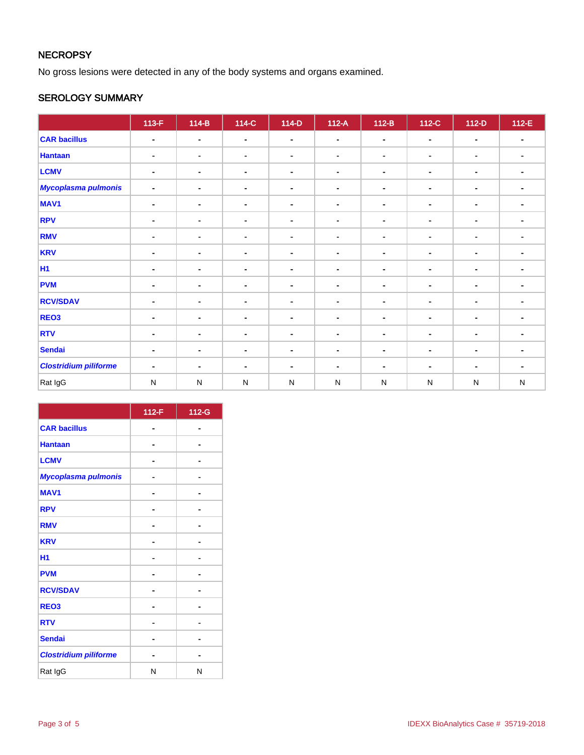## NECROPSY

No gross lesions were detected in any of the body systems and organs examined.

## SEROLOGY SUMMARY

| | 113-F | 114-B | 114-C | 114-D | 112-A | 112-B | 112-C | 112-D | 112-E |
|---|---|---|---|---|---|---|---|---|---|
| **CAR bacillus** | - | - | - | - | - | - | - | - | - |
| **Hantaan** | - | - | - | - | - | - | - | - | - |
| **LCMV** | - | - | - | - | - | - | - | - | - |
| ***Mycoplasma pulmonis*** | - | - | - | - | - | - | - | - | - |
| **MAV1** | - | - | - | - | - | - | - | - | - |
| **RPV** | - | - | - | - | - | - | - | - | - |
| **RMV** | - | - | - | - | - | - | - | - | - |
| **KRV** | - | - | - | - | - | - | - | - | - |
| **H1** | - | - | - | - | - | - | - | - | - |
| **PVM** | - | - | - | - | - | - | - | - | - |
| **RCV/SDAV** | - | - | - | - | - | - | - | - | - |
| **REO3** | - | - | - | - | - | - | - | - | - |
| **RTV** | - | - | - | - | - | - | - | - | - |
| **Sendai** | - | - | - | - | - | - | - | - | - |
| ***Clostridium piliforme*** | - | - | - | - | - | - | - | - | - |
| Rat IgG | N | N | N | N | N | N | N | N | N |

| | 112-F | 112-G |
|---|---|---|
| **CAR bacillus** | - | - |
| **Hantaan** | - | - |
| **LCMV** | - | - |
| ***Mycoplasma pulmonis*** | - | - |
| **MAV1** | - | - |
| **RPV** | - | - |
| **RMV** | - | - |
| **KRV** | - | - |
| **H1** | - | - |
| **PVM** | - | - |
| **RCV/SDAV** | - | - |
| **REO3** | - | - |
| **RTV** | - | - |
| **Sendai** | - | - |
| ***Clostridium piliforme*** | - | - |
| Rat IgG | N | N |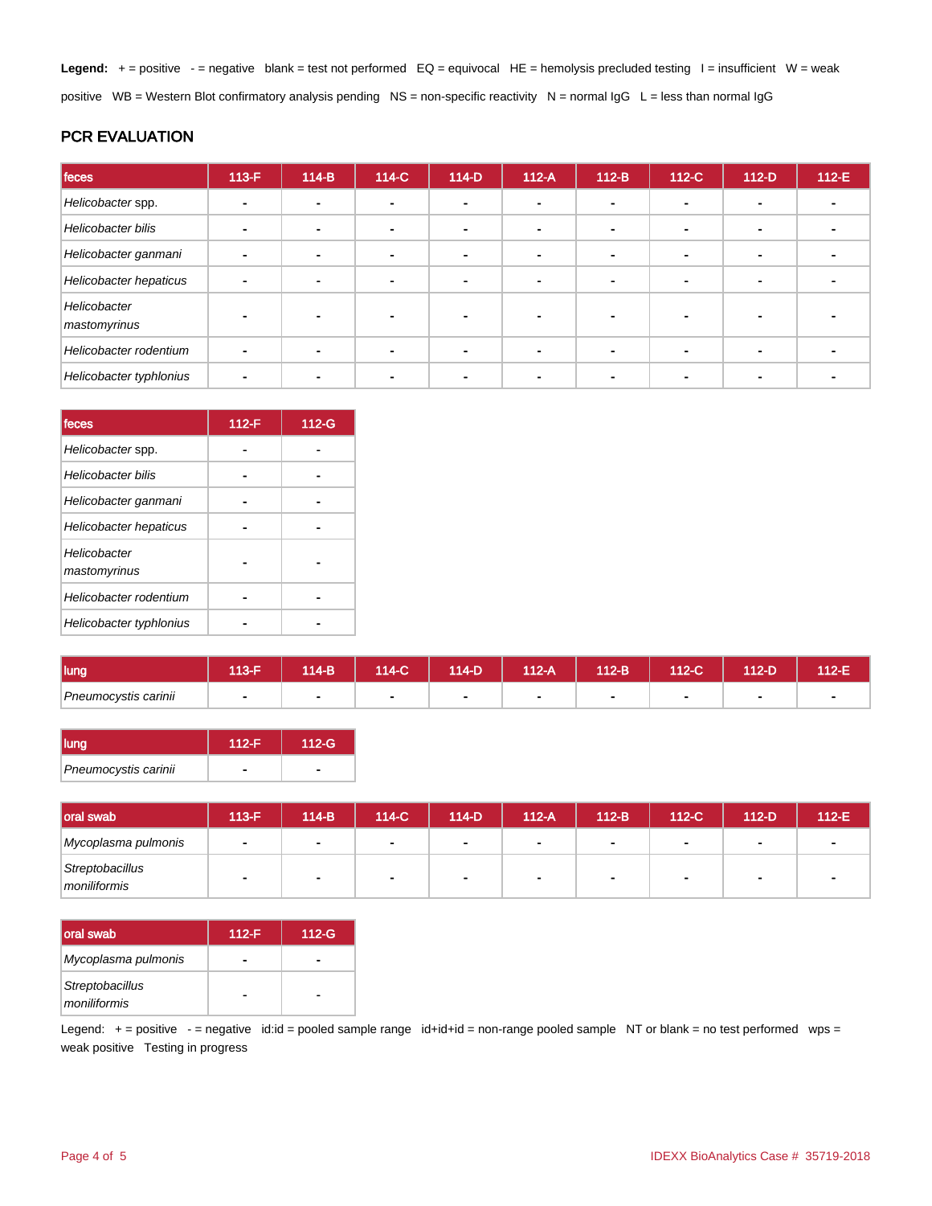**Legend:** + = positive - = negative blank = test not performed EQ = equivocal HE = hemolysis precluded testing I = insufficient W = weak positive WB = Western Blot confirmatory analysis pending NS = non-specific reactivity N = normal IgG L = less than normal IgG

## PCR EVALUATION

| feces | 113-F | 114-B | 114-C | 114-D | 112-A | 112-B | 112-C | 112-D | 112-E |
|---|---|---|---|---|---|---|---|---|---|
| *Helicobacter* spp. | - | - | - | - | - | - | - | - | - |
| *Helicobacter bilis* | - | - | - | - | - | - | - | - | - |
| *Helicobacter ganmani* | - | - | - | - | - | - | - | - | - |
| *Helicobacter hepaticus* | - | - | - | - | - | - | - | - | - |
| *Helicobacter mastomyrinus* | - | - | - | - | - | - | - | - | - |
| *Helicobacter rodentium* | - | - | - | - | - | - | - | - | - |
| *Helicobacter typhlonius* | - | - | - | - | - | - | - | - | - |

| feces | 112-F | 112-G |
|---|---|---|
| *Helicobacter* spp. | - | - |
| *Helicobacter bilis* | - | - |
| *Helicobacter ganmani* | - | - |
| *Helicobacter hepaticus* | - | - |
| *Helicobacter mastomyrinus* | - | - |
| *Helicobacter rodentium* | - | - |
| *Helicobacter typhlonius* | - | - |

| lung | 113-F | 114-B | 114-C | 114-D | 112-A | 112-B | 112-C | 112-D | 112-E |
|---|---|---|---|---|---|---|---|---|---|
| *Pneumocystis carinii* | - | - | - | - | - | - | - | - | - |

| lung | 112-F | 112-G |
|---|---|---|
| *Pneumocystis carinii* | - | - |

| oral swab | 113-F | 114-B | 114-C | 114-D | 112-A | 112-B | 112-C | 112-D | 112-E |
|---|---|---|---|---|---|---|---|---|---|
| *Mycoplasma pulmonis* | - | - | - | - | - | - | - | - | - |
| *Streptobacillus moniliformis* | - | - | - | - | - | - | - | - | - |

| oral swab | 112-F | 112-G |
|---|---|---|
| *Mycoplasma pulmonis* | - | - |
| *Streptobacillus moniliformis* | - | - |

Legend: + = positive - = negative id:id = pooled sample range id+id+id = non-range pooled sample NT or blank = no test performed wps = weak positive Testing in progress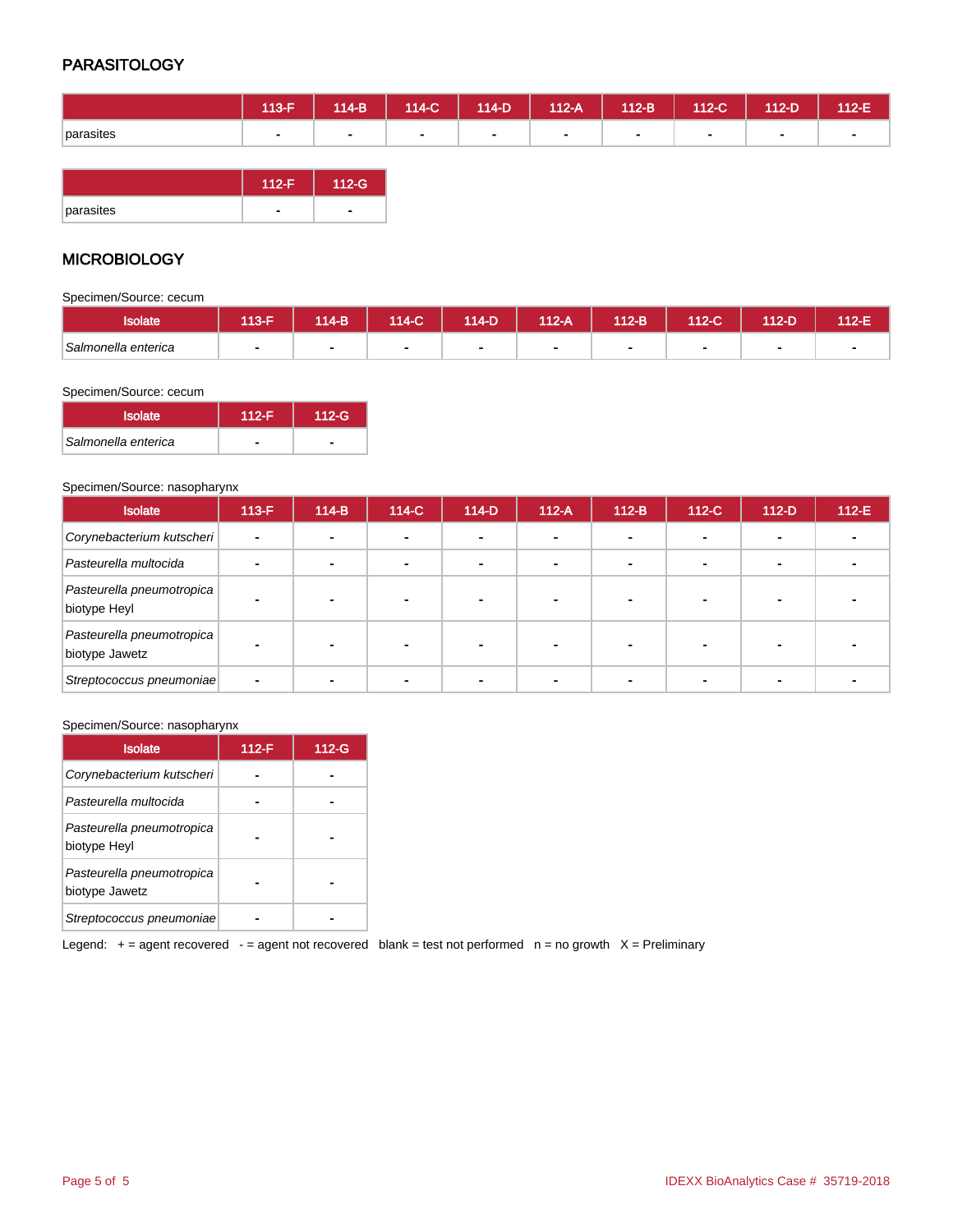## PARASITOLOGY

| | 113-F | 114-B | 114-C | 114-D | 112-A | 112-B | 112-C | 112-D | 112-E |
|---|---|---|---|---|---|---|---|---|---|
| parasites | - | - | - | - | - | - | - | - | - |

| | 112-F | 112-G |
|---|---|---|
| parasites | - | - |

## MICROBIOLOGY

Specimen/Source: cecum

| Isolate | 113-F | 114-B | 114-C | 114-D | 112-A | 112-B | 112-C | 112-D | 112-E |
|---|---|---|---|---|---|---|---|---|---|
| *Salmonella enterica* | - | - | - | - | - | - | - | - | - |

Specimen/Source: cecum

| Isolate | 112-F | 112-G |
|---|---|---|
| *Salmonella enterica* | - | - |

Specimen/Source: nasopharynx

| Isolate | 113-F | 114-B | 114-C | 114-D | 112-A | 112-B | 112-C | 112-D | 112-E |
|---|---|---|---|---|---|---|---|---|---|
| *Corynebacterium kutscheri* | - | - | - | - | - | - | - | - | - |
| *Pasteurella multocida* | - | - | - | - | - | - | - | - | - |
| *Pasteurella pneumotropica* biotype Heyl | - | - | - | - | - | - | - | - | - |
| *Pasteurella pneumotropica* biotype Jawetz | - | - | - | - | - | - | - | - | - |
| *Streptococcus pneumoniae* | - | - | - | - | - | - | - | - | - |

Specimen/Source: nasopharynx

| Isolate | 112-F | 112-G |
|---|---|---|
| *Corynebacterium kutscheri* | - | - |
| *Pasteurella multocida* | - | - |
| *Pasteurella pneumotropica* biotype Heyl | - | - |
| *Pasteurella pneumotropica* biotype Jawetz | - | - |
| *Streptococcus pneumoniae* | - | - |

Legend: + = agent recovered - = agent not recovered blank = test not performed n = no growth X = Preliminary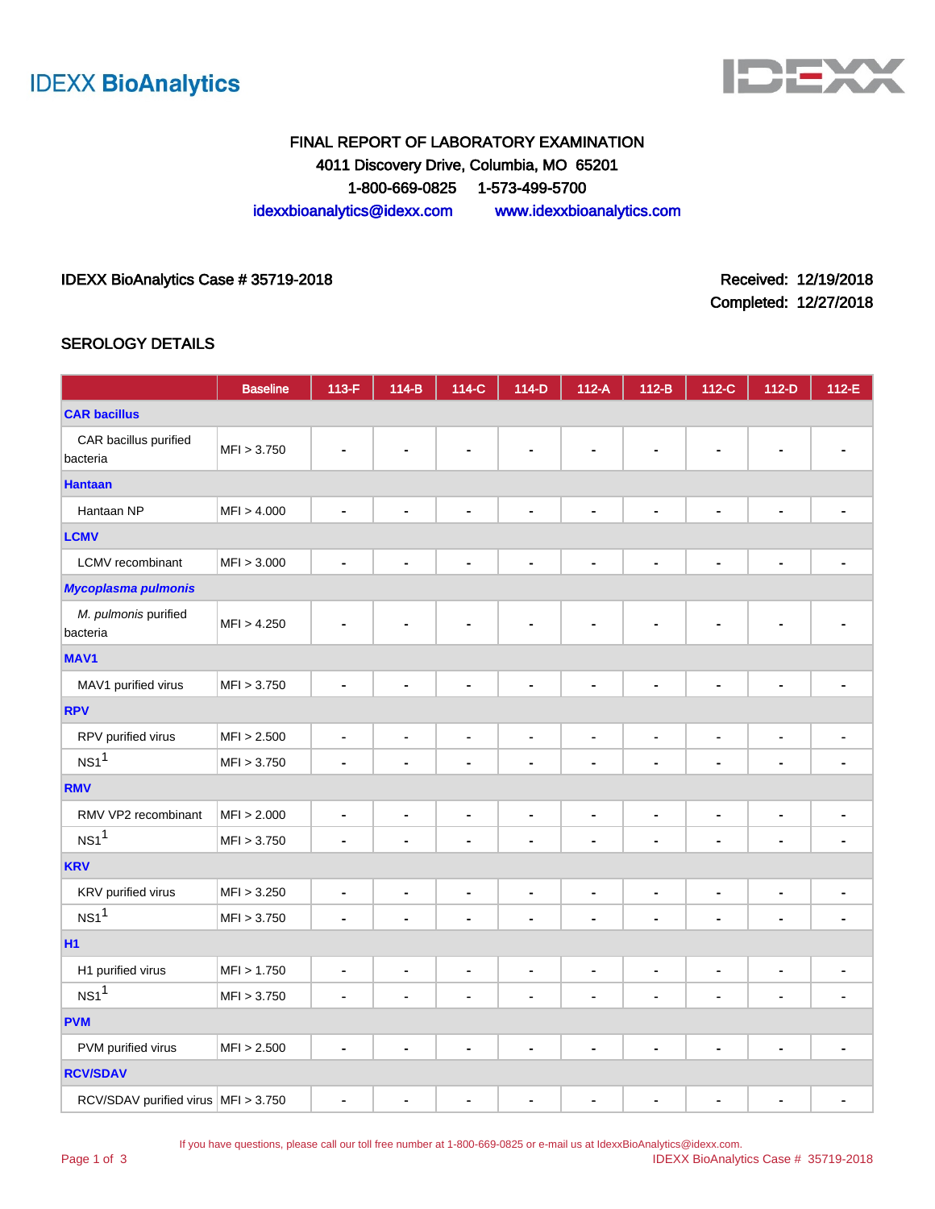IDEXX BioAnalytics

FINAL REPORT OF LABORATORY EXAMINATION
4011 Discovery Drive, Columbia, MO 65201
1-800-669-0825 1-573-499-5700
idexxbioanalytics@idexx.com www.idexxbioanalytics.com

IDEXX BioAnalytics Case # 35719-2018

Received: 12/19/2018
Completed: 12/27/2018

## SEROLOGY DETAILS

| | Baseline | 113-F | 114-B | 114-C | 114-D | 112-A | 112-B | 112-C | 112-D | 112-E |
|---|---|---|---|---|---|---|---|---|---|---|
| **CAR bacillus** | | | | | | | | | | |
| CAR bacillus purified bacteria | MFI > 3.750 | - | - | - | - | - | - | - | - | - |
| **Hantaan** | | | | | | | | | | |
| Hantaan NP | MFI > 4.000 | - | - | - | - | - | - | - | - | - |
| **LCMV** | | | | | | | | | | |
| LCMV recombinant | MFI > 3.000 | - | - | - | - | - | - | - | - | - |
| ***Mycoplasma pulmonis*** | | | | | | | | | | |
| *M. pulmonis* purified bacteria | MFI > 4.250 | - | - | - | - | - | - | - | - | - |
| **MAV1** | | | | | | | | | | |
| MAV1 purified virus | MFI > 3.750 | - | - | - | - | - | - | - | - | - |
| **RPV** | | | | | | | | | | |
| RPV purified virus | MFI > 2.500 | - | - | - | - | - | - | - | - | - |
| NS1[1] | MFI > 3.750 | - | - | - | - | - | - | - | - | - |
| **RMV** | | | | | | | | | | |
| RMV VP2 recombinant | MFI > 2.000 | - | - | - | - | - | - | - | - | - |
| NS1[1] | MFI > 3.750 | - | - | - | - | - | - | - | - | - |
| **KRV** | | | | | | | | | | |
| KRV purified virus | MFI > 3.250 | - | - | - | - | - | - | - | - | - |
| NS1[1] | MFI > 3.750 | - | - | - | - | - | - | - | - | - |
| **H1** | | | | | | | | | | |
| H1 purified virus | MFI > 1.750 | - | - | - | - | - | - | - | - | - |
| NS1[1] | MFI > 3.750 | - | - | - | - | - | - | - | - | - |
| **PVM** | | | | | | | | | | |
| PVM purified virus | MFI > 2.500 | - | - | - | - | - | - | - | - | - |
| **RCV/SDAV** | | | | | | | | | | |
| RCV/SDAV purified virus | MFI > 3.750 | - | - | - | - | - | - | - | - | - |

If you have questions, please call our toll free number at 1-800-669-0825 or e-mail us at IdexxBioAnalytics@idexx.com.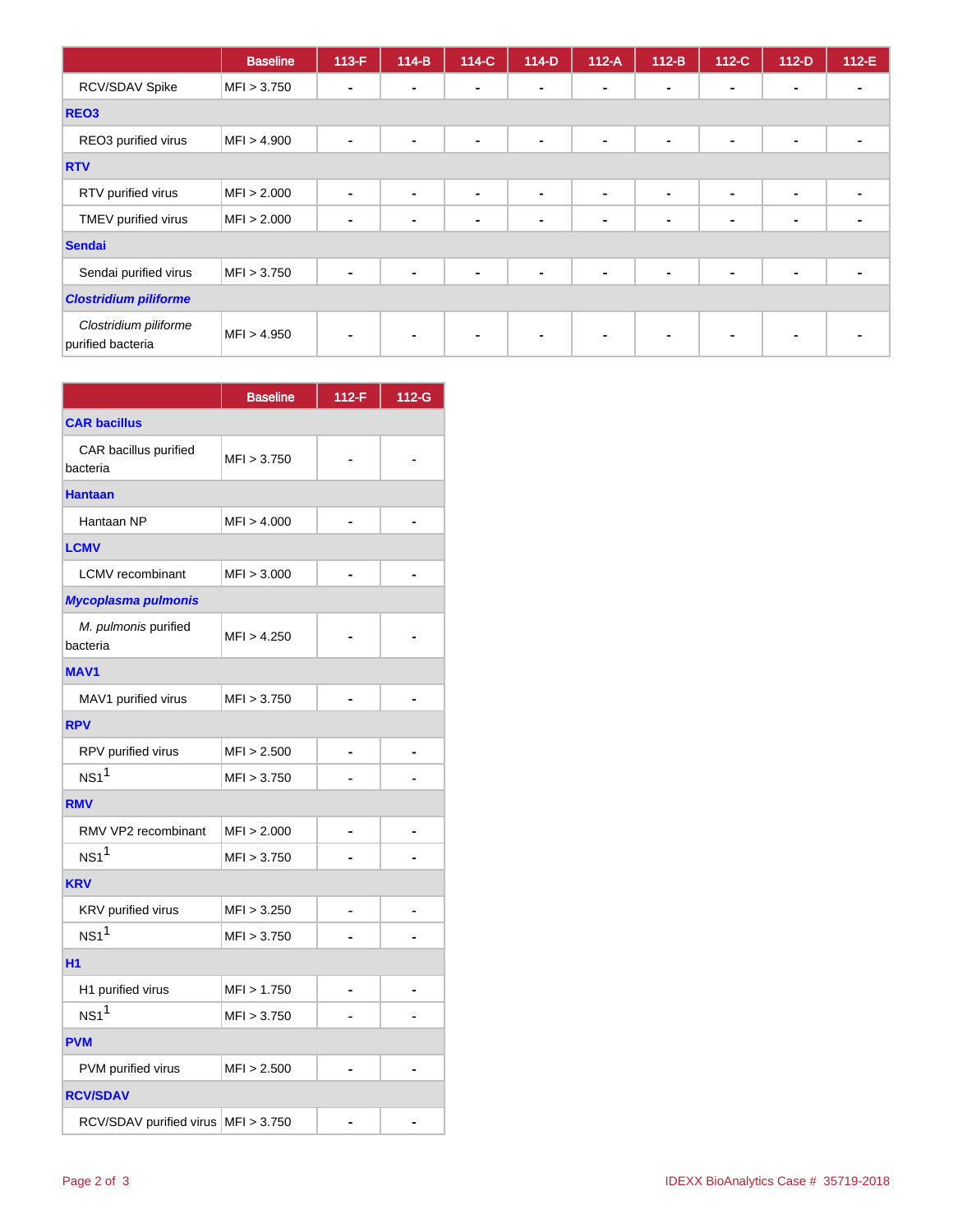| | Baseline | 113-F | 114-B | 114-C | 114-D | 112-A | 112-B | 112-C | 112-D | 112-E |
|---|---|---|---|---|---|---|---|---|---|---|
| RCV/SDAV Spike | MFI > 3.750 | - | - | - | - | - | - | - | - | - |
| **REO3** | | | | | | | | | | |
| REO3 purified virus | MFI > 4.900 | - | - | - | - | - | - | - | - | - |
| **RTV** | | | | | | | | | | |
| RTV purified virus | MFI > 2.000 | - | - | - | - | - | - | - | - | - |
| TMEV purified virus | MFI > 2.000 | - | - | - | - | - | - | - | - | - |
| **Sendai** | | | | | | | | | | |
| Sendai purified virus | MFI > 3.750 | - | - | - | - | - | - | - | - | - |
| ***Clostridium piliforme*** | | | | | | | | | | |
| *Clostridium piliforme* purified bacteria | MFI > 4.950 | - | - | - | - | - | - | - | - | - |

| | Baseline | 112-F | 112-G |
|---|---|---|---|
| **CAR bacillus** | | | |
| CAR bacillus purified bacteria | MFI > 3.750 | - | - |
| **Hantaan** | | | |
| Hantaan NP | MFI > 4.000 | - | - |
| **LCMV** | | | |
| LCMV recombinant | MFI > 3.000 | - | - |
| ***Mycoplasma pulmonis*** | | | |
| *M. pulmonis* purified bacteria | MFI > 4.250 | - | - |
| **MAV1** | | | |
| MAV1 purified virus | MFI > 3.750 | - | - |
| **RPV** | | | |
| RPV purified virus | MFI > 2.500 | - | - |
| NS1[1] | MFI > 3.750 | - | - |
| **RMV** | | | |
| RMV VP2 recombinant | MFI > 2.000 | - | - |
| NS1[1] | MFI > 3.750 | - | - |
| **KRV** | | | |
| KRV purified virus | MFI > 3.250 | - | - |
| NS1[1] | MFI > 3.750 | - | - |
| **H1** | | | |
| H1 purified virus | MFI > 1.750 | - | - |
| NS1[1] | MFI > 3.750 | - | - |
| **PVM** | | | |
| PVM purified virus | MFI > 2.500 | - | - |
| **RCV/SDAV** | | | |
| RCV/SDAV purified virus | MFI > 3.750 | - | - |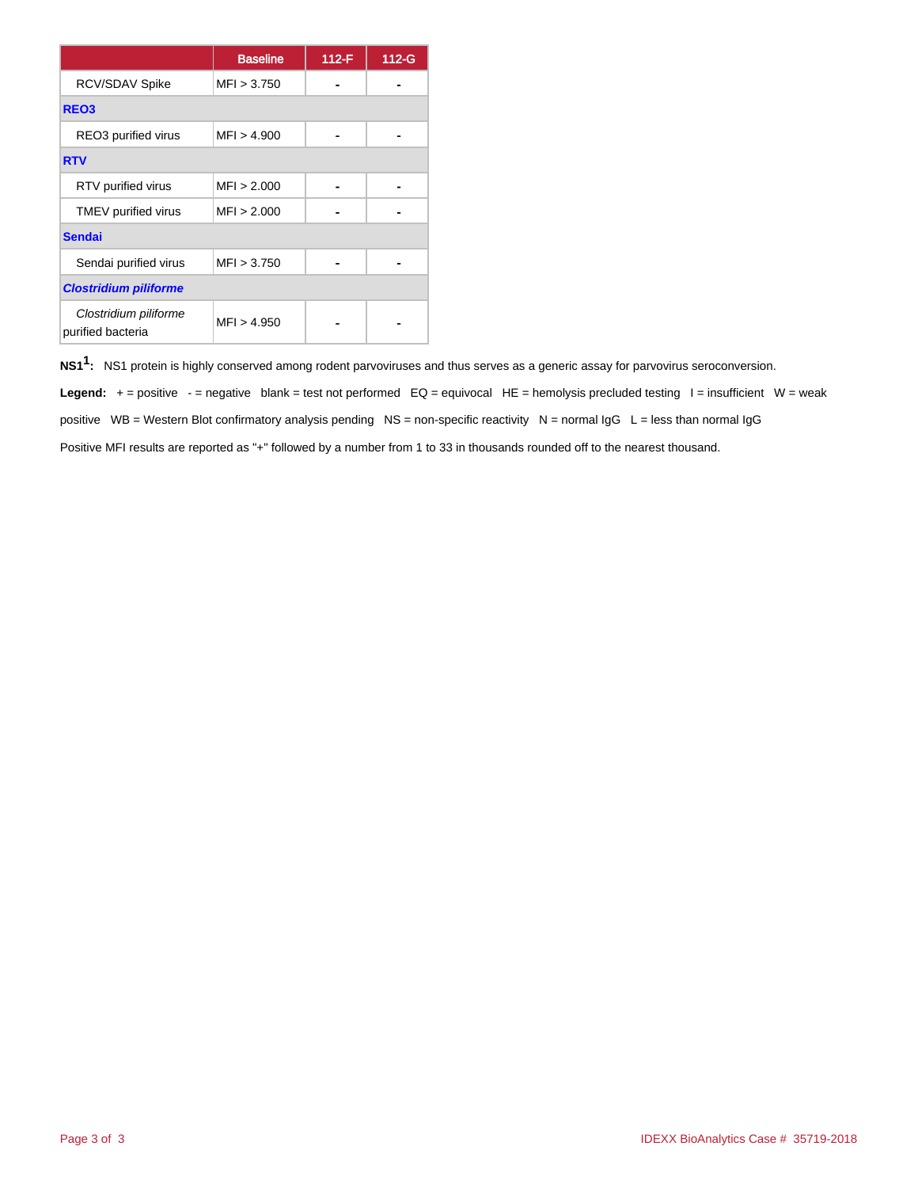| | Baseline | 112-F | 112-G |
|---|---|---|---|
| RCV/SDAV Spike | MFI > 3.750 | - | - |
| **REO3** | | | |
| REO3 purified virus | MFI > 4.900 | - | - |
| **RTV** | | | |
| RTV purified virus | MFI > 2.000 | - | - |
| TMEV purified virus | MFI > 2.000 | - | - |
| **Sendai** | | | |
| Sendai purified virus | MFI > 3.750 | - | - |
| ***Clostridium piliforme*** | | | |
| *Clostridium piliforme* purified bacteria | MFI > 4.950 | - | - |

**NS1[1]:** NS1 protein is highly conserved among rodent parvoviruses and thus serves as a generic assay for parvovirus seroconversion.

**Legend:** + = positive - = negative blank = test not performed EQ = equivocal HE = hemolysis precluded testing I = insufficient W = weak positive WB = Western Blot confirmatory analysis pending NS = non-specific reactivity N = normal IgG L = less than normal IgG

Positive MFI results are reported as "+" followed by a number from 1 to 33 in thousands rounded off to the nearest thousand.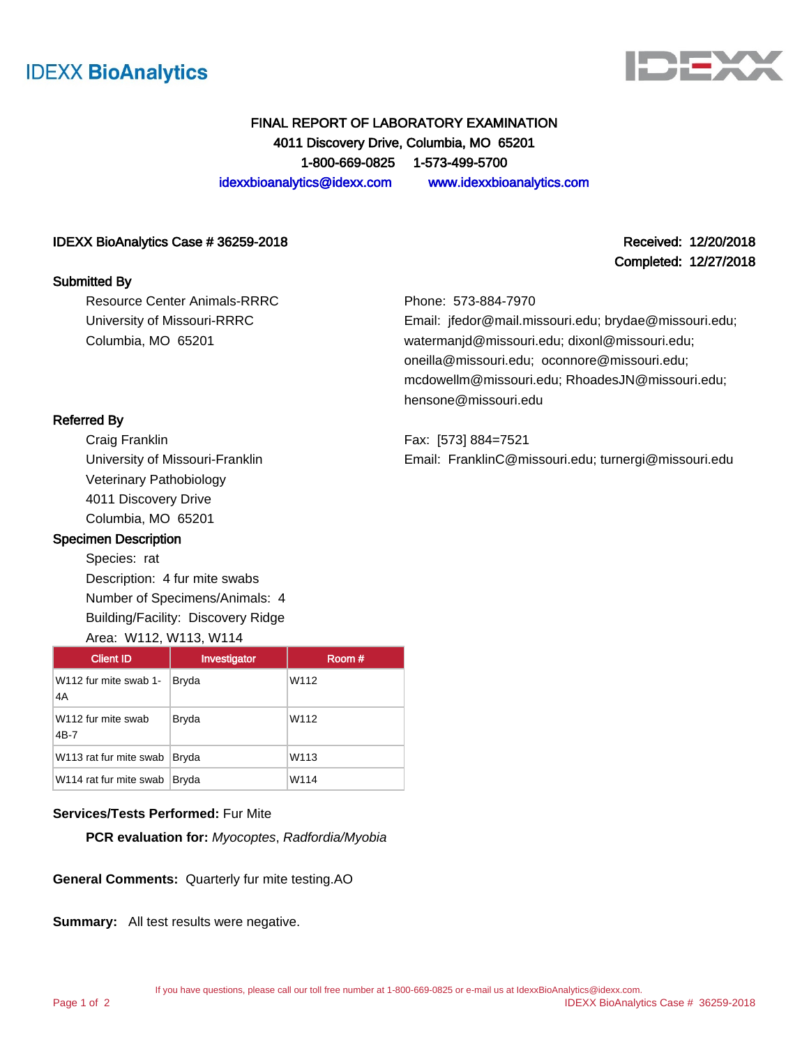IDEXX BioAnalytics

# FINAL REPORT OF LABORATORY EXAMINATION

4011 Discovery Drive, Columbia, MO 65201

1-800-669-0825 1-573-499-5700

idexxbioanalytics@idexx.com www.idexxbioanalytics.com

**IDEXX BioAnalytics Case # 36259-2018**

**Received: 12/20/2018**

**Completed: 12/27/2018**

## Submitted By

Resource Center Animals-RRRC
University of Missouri-RRRC
Columbia, MO 65201

Phone: 573-884-7970
Email: jfedor@mail.missouri.edu; brydae@missouri.edu; watermanjd@missouri.edu; dixonl@missouri.edu; oneilla@missouri.edu; oconnore@missouri.edu; mcdowellm@missouri.edu; RhoadesJN@missouri.edu; hensone@missouri.edu

## Referred By

Craig Franklin
University of Missouri-Franklin
Veterinary Pathobiology
4011 Discovery Drive
Columbia, MO 65201

Fax: [573] 884=7521
Email: FranklinC@missouri.edu; turnergi@missouri.edu

## Specimen Description

Species: rat
Description: 4 fur mite swabs
Number of Specimens/Animals: 4
Building/Facility: Discovery Ridge
Area: W112, W113, W114

| Client ID | Investigator | Room # |
|---|---|---|
| W112 fur mite swab 1-4A | Bryda | W112 |
| W112 fur mite swab 4B-7 | Bryda | W112 |
| W113 rat fur mite swab | Bryda | W113 |
| W114 rat fur mite swab | Bryda | W114 |

**Services/Tests Performed:** Fur Mite

**PCR evaluation for:** *Myocoptes*, *Radfordia/Myobia*

**General Comments:** Quarterly fur mite testing.AO

**Summary:** All test results were negative.

If you have questions, please call our toll free number at 1-800-669-0825 or e-mail us at IdexxBioAnalytics@idexx.com.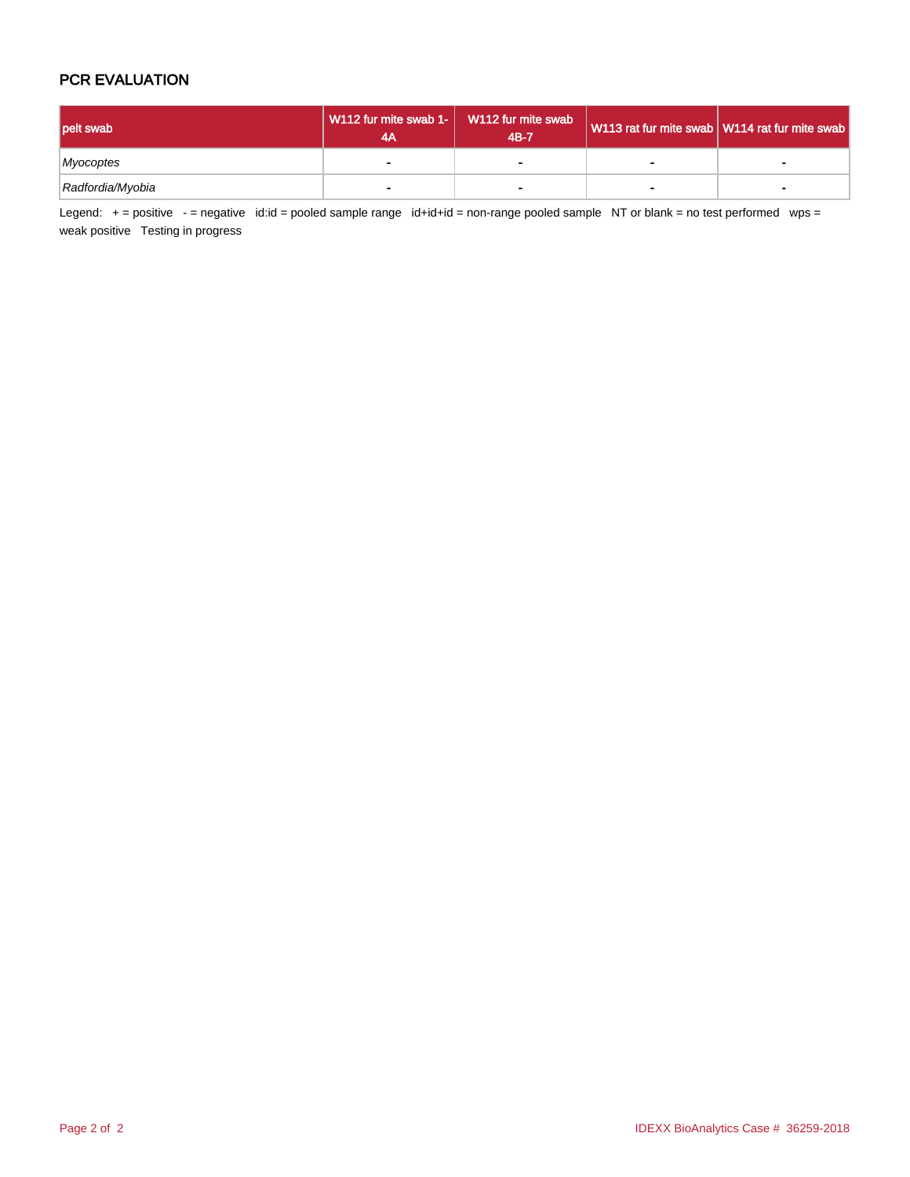## PCR EVALUATION

| pelt swab | W112 fur mite swab 1-4A | W112 fur mite swab 4B-7 | W113 rat fur mite swab | W114 rat fur mite swab |
|---|---|---|---|---|
| *Myocoptes* | - | - | - | - |
| *Radfordia/Myobia* | - | - | - | - |

Legend: + = positive - = negative id:id = pooled sample range id+id+id = non-range pooled sample NT or blank = no test performed wps = weak positive Testing in progress